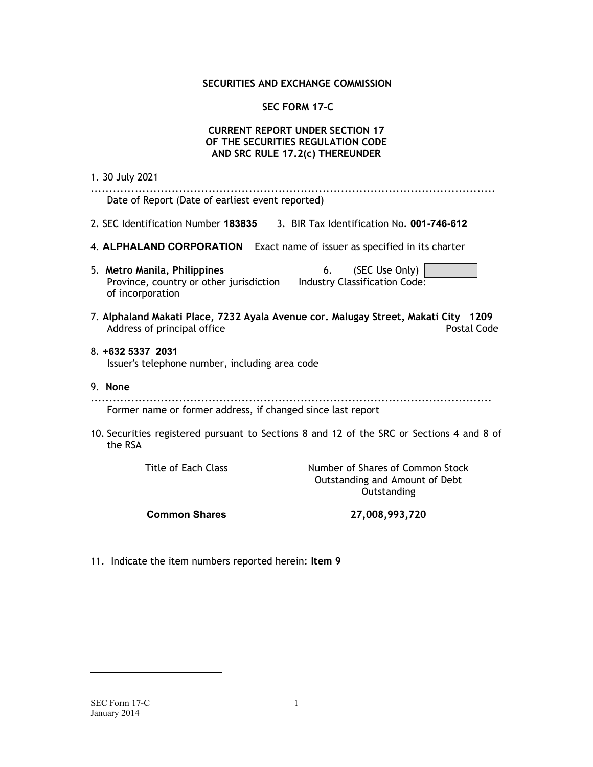**SECURITIES AND EXCHANGE COMMISSION**

**SEC FORM 17-C**

**CURRENT REPORT UNDER SECTION 17
OF THE SECURITIES REGULATION CODE
AND SRC RULE 17.2(c) THEREUNDER**

1. 30 July 2021
.................................................................................................................
Date of Report (Date of earliest event reported)

2. SEC Identification Number **183835** 3. BIR Tax Identification No. **001-746-612**

4. **ALPHALAND CORPORATION** Exact name of issuer as specified in its charter

5. **Metro Manila, Philippines**
Province, country or other jurisdiction of incorporation

6. (SEC Use Only)
Industry Classification Code:

7. **Alphaland Makati Place, 7232 Ayala Avenue cor. Malugay Street, Makati City 1209**
Address of principal office Postal Code

8. **+632 5337 2031**
Issuer's telephone number, including area code

9. **None**
.................................................................................................................
Former name or former address, if changed since last report

10. Securities registered pursuant to Sections 8 and 12 of the SRC or Sections 4 and 8 of the RSA

| Title of Each Class | Number of Shares of Common Stock Outstanding and Amount of Debt Outstanding |
|---|---|
| **Common Shares** | **27,008,993,720** |

11. Indicate the item numbers reported herein: **Item 9**

SEC Form 17-C
January 2014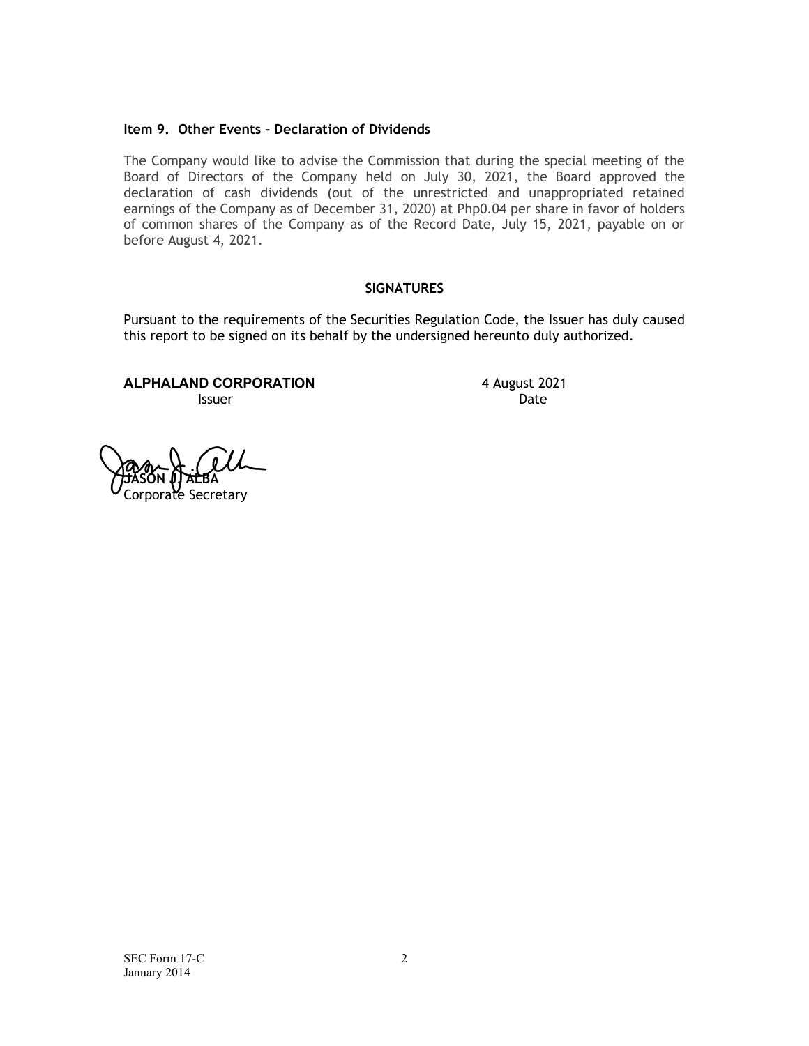### Item 9. Other Events – Declaration of Dividends

The Company would like to advise the Commission that during the special meeting of the Board of Directors of the Company held on July 30, 2021, the Board approved the declaration of cash dividends (out of the unrestricted and unappropriated retained earnings of the Company as of December 31, 2020) at Php0.04 per share in favor of holders of common shares of the Company as of the Record Date, July 15, 2021, payable on or before August 4, 2021.

**SIGNATURES**

Pursuant to the requirements of the Securities Regulation Code, the Issuer has duly caused this report to be signed on its behalf by the undersigned hereunto duly authorized.

**ALPHALAND CORPORATION** — Issuer

4 August 2021 — Date

**JASON J. ALBA**
Corporate Secretary

SEC Form 17-C
January 2014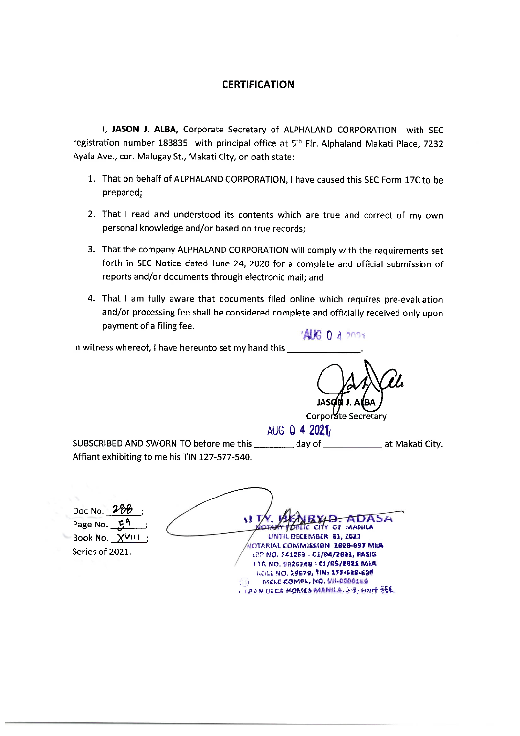# CERTIFICATION

I, **JASON J. ALBA,** Corporate Secretary of ALPHALAND CORPORATION with SEC registration number 183835 with principal office at 5th Flr. Alphaland Makati Place, 7232 Ayala Ave., cor. Malugay St., Makati City, on oath state:

1. That on behalf of ALPHALAND CORPORATION, I have caused this SEC Form 17C to be prepared;
2. That I read and understood its contents which are true and correct of my own personal knowledge and/or based on true records;
3. That the company ALPHALAND CORPORATION will comply with the requirements set forth in SEC Notice dated June 24, 2020 for a complete and official submission of reports and/or documents through electronic mail; and
4. That I am fully aware that documents filed online which requires pre-evaluation and/or processing fee shall be considered complete and officially received only upon payment of a filing fee.

In witness whereof, I have hereunto set my hand this AUG 0 4 2021.

**JASON J. ALBA**
Corporate Secretary

SUBSCRIBED AND SWORN TO before me this AUG 0 4 2021 day of ___________ at Makati City. Affiant exhibiting to me his TIN 127-577-540.

Doc No. 288;
Page No. 59;
Book No. XVIII;
Series of 2021.

ATTY. HENRY D. ADASA
NOTARY PUBLIC CITY OF MANILA
UNTIL DECEMBER 31, 2021
NOTARIAL COMMISSION 2020-057 MLA
IBP NO. 141253 - 01/04/2021, PASIG
PTR NO. 9826148 - 01/05/2021 MLA
ROLL NO. 29678, TIN: 172-528-628
MCLE COMPL. NO. VII-0000169
URBAN DECA HOMES MANILA, B-7, Unit 355